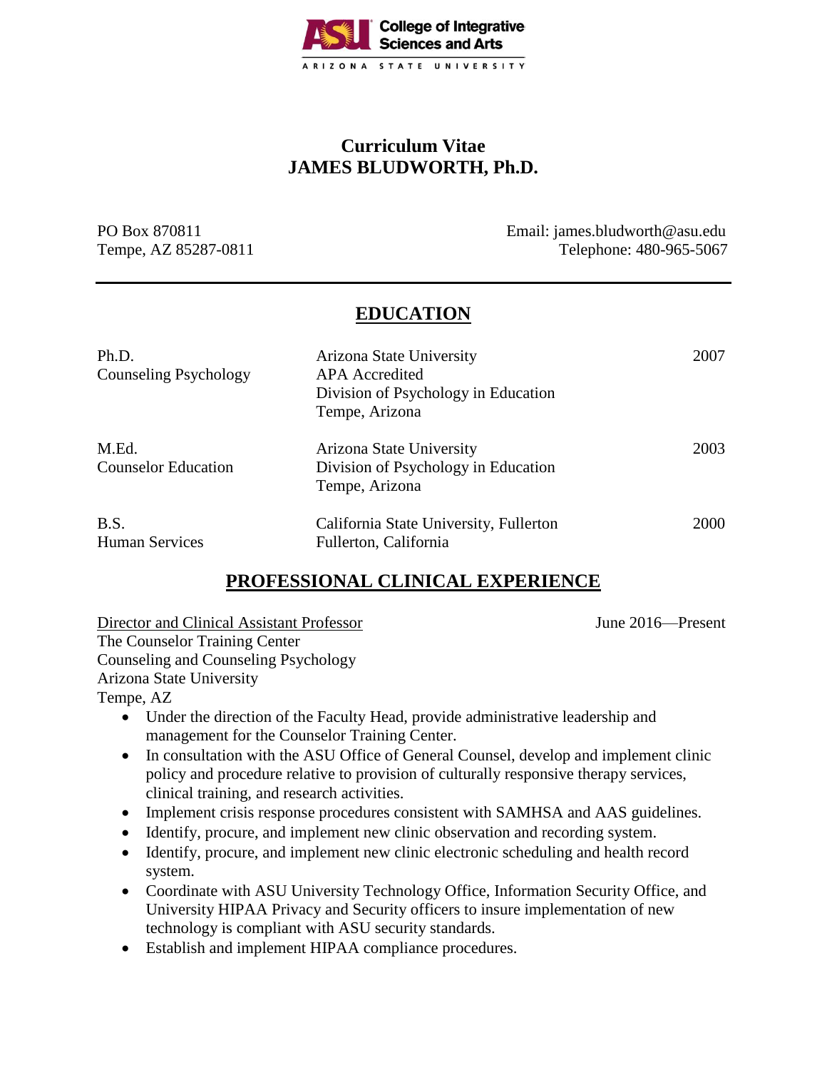ASU College of Integrative Sciences and Arts
ARIZONA STATE UNIVERSITY

# Curriculum Vitae
# JAMES BLUDWORTH, Ph.D.

PO Box 870811
Tempe, AZ 85287-0811

Email: james.bludworth@asu.edu
Telephone: 480-965-5067

## EDUCATION

| Degree | Institution | Year |
|---|---|---|
| Ph.D.<br>Counseling Psychology | Arizona State University<br>APA Accredited<br>Division of Psychology in Education<br>Tempe, Arizona | 2007 |
| M.Ed.<br>Counselor Education | Arizona State University<br>Division of Psychology in Education<br>Tempe, Arizona | 2003 |
| B.S.<br>Human Services | California State University, Fullerton<br>Fullerton, California | 2000 |

## PROFESSIONAL CLINICAL EXPERIENCE

Director and Clinical Assistant Professor — June 2016—Present
The Counselor Training Center
Counseling and Counseling Psychology
Arizona State University
Tempe, AZ

- Under the direction of the Faculty Head, provide administrative leadership and management for the Counselor Training Center.
- In consultation with the ASU Office of General Counsel, develop and implement clinic policy and procedure relative to provision of culturally responsive therapy services, clinical training, and research activities.
- Implement crisis response procedures consistent with SAMHSA and AAS guidelines.
- Identify, procure, and implement new clinic observation and recording system.
- Identify, procure, and implement new clinic electronic scheduling and health record system.
- Coordinate with ASU University Technology Office, Information Security Office, and University HIPAA Privacy and Security officers to insure implementation of new technology is compliant with ASU security standards.
- Establish and implement HIPAA compliance procedures.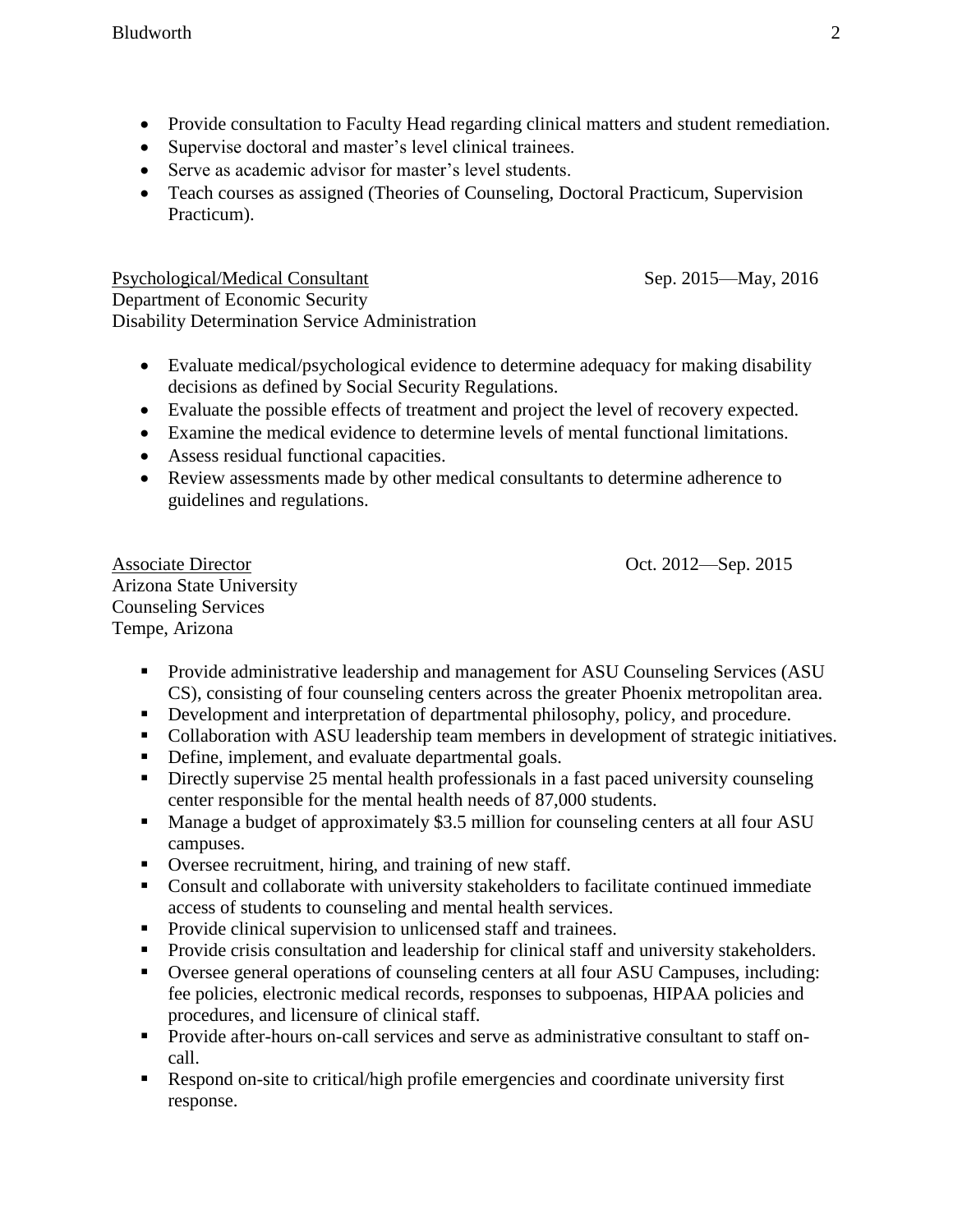- Provide consultation to Faculty Head regarding clinical matters and student remediation.
- Supervise doctoral and master's level clinical trainees.
- Serve as academic advisor for master's level students.
- Teach courses as assigned (Theories of Counseling, Doctoral Practicum, Supervision Practicum).

<u>Psychological/Medical Consultant</u> Sep. 2015—May, 2016
Department of Economic Security
Disability Determination Service Administration

- Evaluate medical/psychological evidence to determine adequacy for making disability decisions as defined by Social Security Regulations.
- Evaluate the possible effects of treatment and project the level of recovery expected.
- Examine the medical evidence to determine levels of mental functional limitations.
- Assess residual functional capacities.
- Review assessments made by other medical consultants to determine adherence to guidelines and regulations.

<u>Associate Director</u> Oct. 2012—Sep. 2015
Arizona State University
Counseling Services
Tempe, Arizona

- Provide administrative leadership and management for ASU Counseling Services (ASU CS), consisting of four counseling centers across the greater Phoenix metropolitan area.
- Development and interpretation of departmental philosophy, policy, and procedure.
- Collaboration with ASU leadership team members in development of strategic initiatives.
- Define, implement, and evaluate departmental goals.
- Directly supervise 25 mental health professionals in a fast paced university counseling center responsible for the mental health needs of 87,000 students.
- Manage a budget of approximately $3.5 million for counseling centers at all four ASU campuses.
- Oversee recruitment, hiring, and training of new staff.
- Consult and collaborate with university stakeholders to facilitate continued immediate access of students to counseling and mental health services.
- Provide clinical supervision to unlicensed staff and trainees.
- Provide crisis consultation and leadership for clinical staff and university stakeholders.
- Oversee general operations of counseling centers at all four ASU Campuses, including: fee policies, electronic medical records, responses to subpoenas, HIPAA policies and procedures, and licensure of clinical staff.
- Provide after-hours on-call services and serve as administrative consultant to staff on-call.
- Respond on-site to critical/high profile emergencies and coordinate university first response.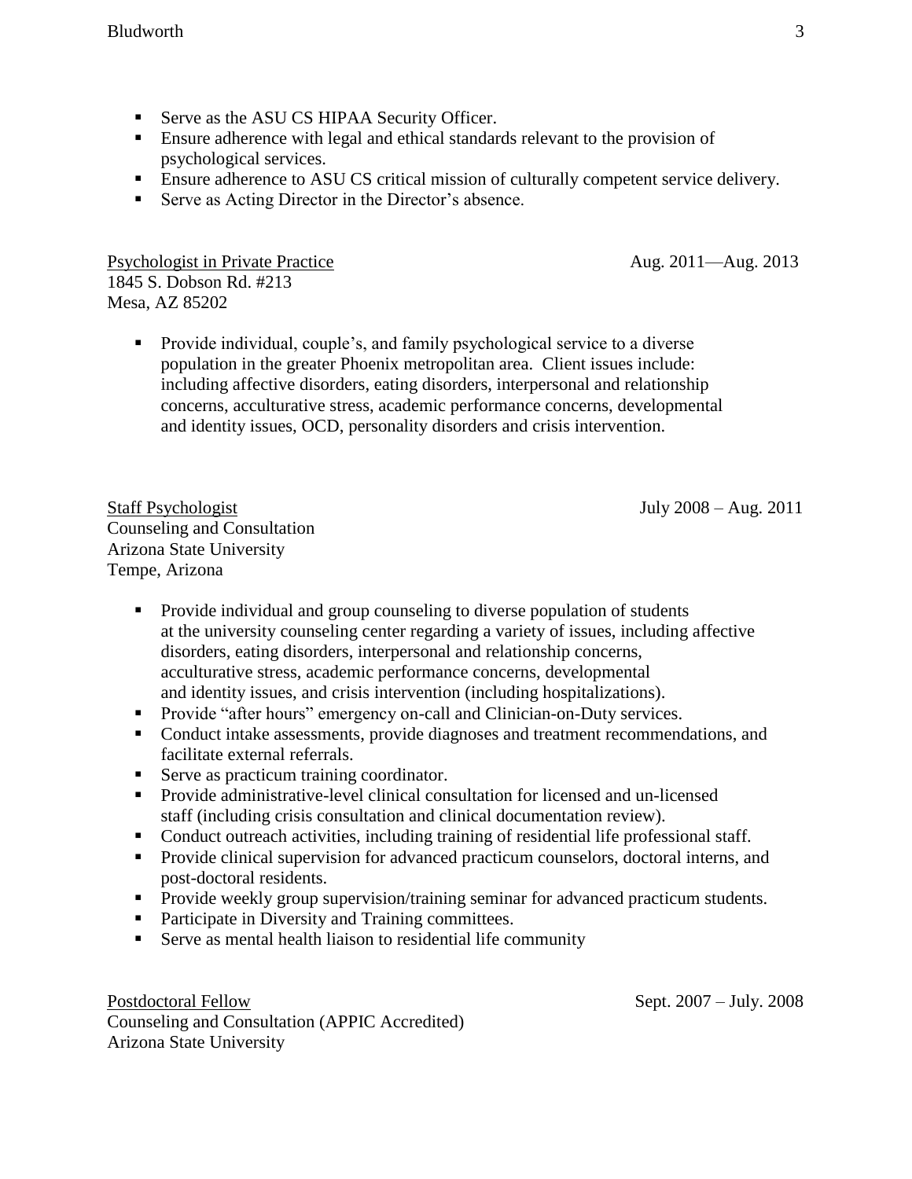- Serve as the ASU CS HIPAA Security Officer.
- Ensure adherence with legal and ethical standards relevant to the provision of psychological services.
- Ensure adherence to ASU CS critical mission of culturally competent service delivery.
- Serve as Acting Director in the Director's absence.

<u>Psychologist in Private Practice</u> Aug. 2011—Aug. 2013
1845 S. Dobson Rd. #213
Mesa, AZ 85202

- Provide individual, couple's, and family psychological service to a diverse population in the greater Phoenix metropolitan area. Client issues include: including affective disorders, eating disorders, interpersonal and relationship concerns, acculturative stress, academic performance concerns, developmental and identity issues, OCD, personality disorders and crisis intervention.

<u>Staff Psychologist</u> July 2008 – Aug. 2011
Counseling and Consultation
Arizona State University
Tempe, Arizona

- Provide individual and group counseling to diverse population of students at the university counseling center regarding a variety of issues, including affective disorders, eating disorders, interpersonal and relationship concerns, acculturative stress, academic performance concerns, developmental and identity issues, and crisis intervention (including hospitalizations).
- Provide "after hours" emergency on-call and Clinician-on-Duty services.
- Conduct intake assessments, provide diagnoses and treatment recommendations, and facilitate external referrals.
- Serve as practicum training coordinator.
- Provide administrative-level clinical consultation for licensed and un-licensed staff (including crisis consultation and clinical documentation review).
- Conduct outreach activities, including training of residential life professional staff.
- Provide clinical supervision for advanced practicum counselors, doctoral interns, and post-doctoral residents.
- Provide weekly group supervision/training seminar for advanced practicum students.
- Participate in Diversity and Training committees.
- Serve as mental health liaison to residential life community

<u>Postdoctoral Fellow</u> Sept. 2007 – July. 2008
Counseling and Consultation (APPIC Accredited)
Arizona State University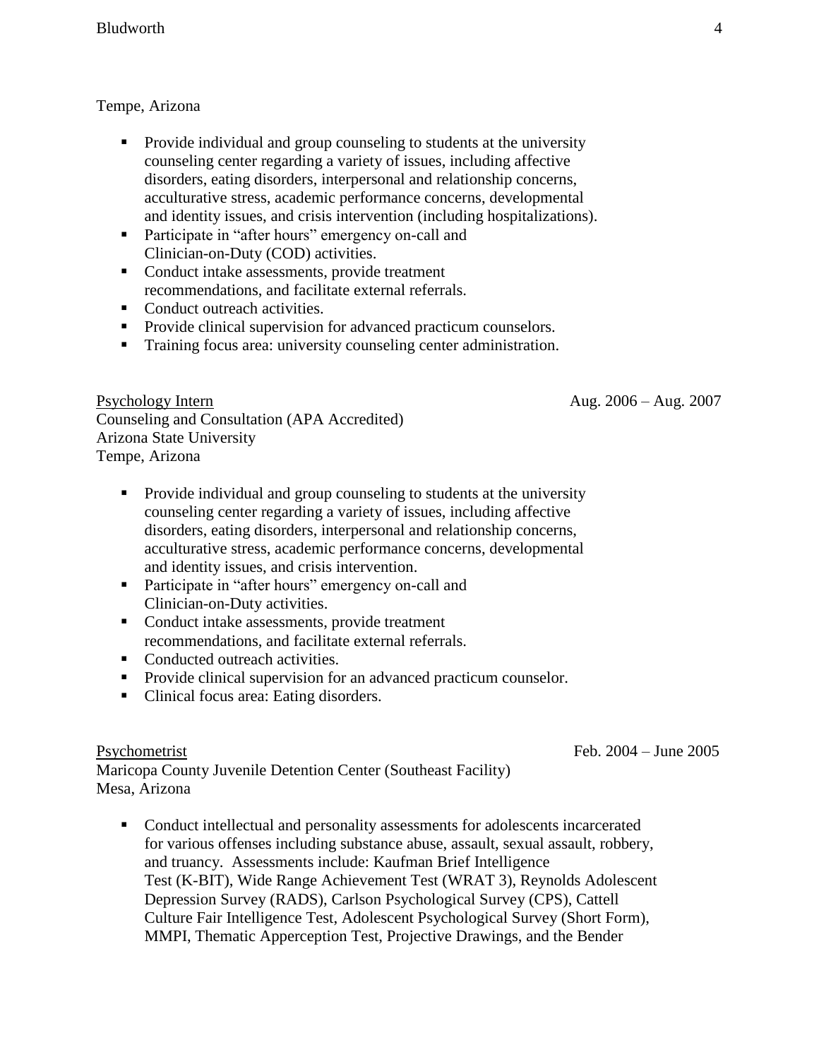Tempe, Arizona

- Provide individual and group counseling to students at the university counseling center regarding a variety of issues, including affective disorders, eating disorders, interpersonal and relationship concerns, acculturative stress, academic performance concerns, developmental and identity issues, and crisis intervention (including hospitalizations).
- Participate in "after hours" emergency on-call and Clinician-on-Duty (COD) activities.
- Conduct intake assessments, provide treatment recommendations, and facilitate external referrals.
- Conduct outreach activities.
- Provide clinical supervision for advanced practicum counselors.
- Training focus area: university counseling center administration.

<u>Psychology Intern</u> Aug. 2006 – Aug. 2007
Counseling and Consultation (APA Accredited)
Arizona State University
Tempe, Arizona

- Provide individual and group counseling to students at the university counseling center regarding a variety of issues, including affective disorders, eating disorders, interpersonal and relationship concerns, acculturative stress, academic performance concerns, developmental and identity issues, and crisis intervention.
- Participate in "after hours" emergency on-call and Clinician-on-Duty activities.
- Conduct intake assessments, provide treatment recommendations, and facilitate external referrals.
- Conducted outreach activities.
- Provide clinical supervision for an advanced practicum counselor.
- Clinical focus area: Eating disorders.

<u>Psychometrist</u> Feb. 2004 – June 2005
Maricopa County Juvenile Detention Center (Southeast Facility)
Mesa, Arizona

- Conduct intellectual and personality assessments for adolescents incarcerated for various offenses including substance abuse, assault, sexual assault, robbery, and truancy. Assessments include: Kaufman Brief Intelligence Test (K-BIT), Wide Range Achievement Test (WRAT 3), Reynolds Adolescent Depression Survey (RADS), Carlson Psychological Survey (CPS), Cattell Culture Fair Intelligence Test, Adolescent Psychological Survey (Short Form), MMPI, Thematic Apperception Test, Projective Drawings, and the Bender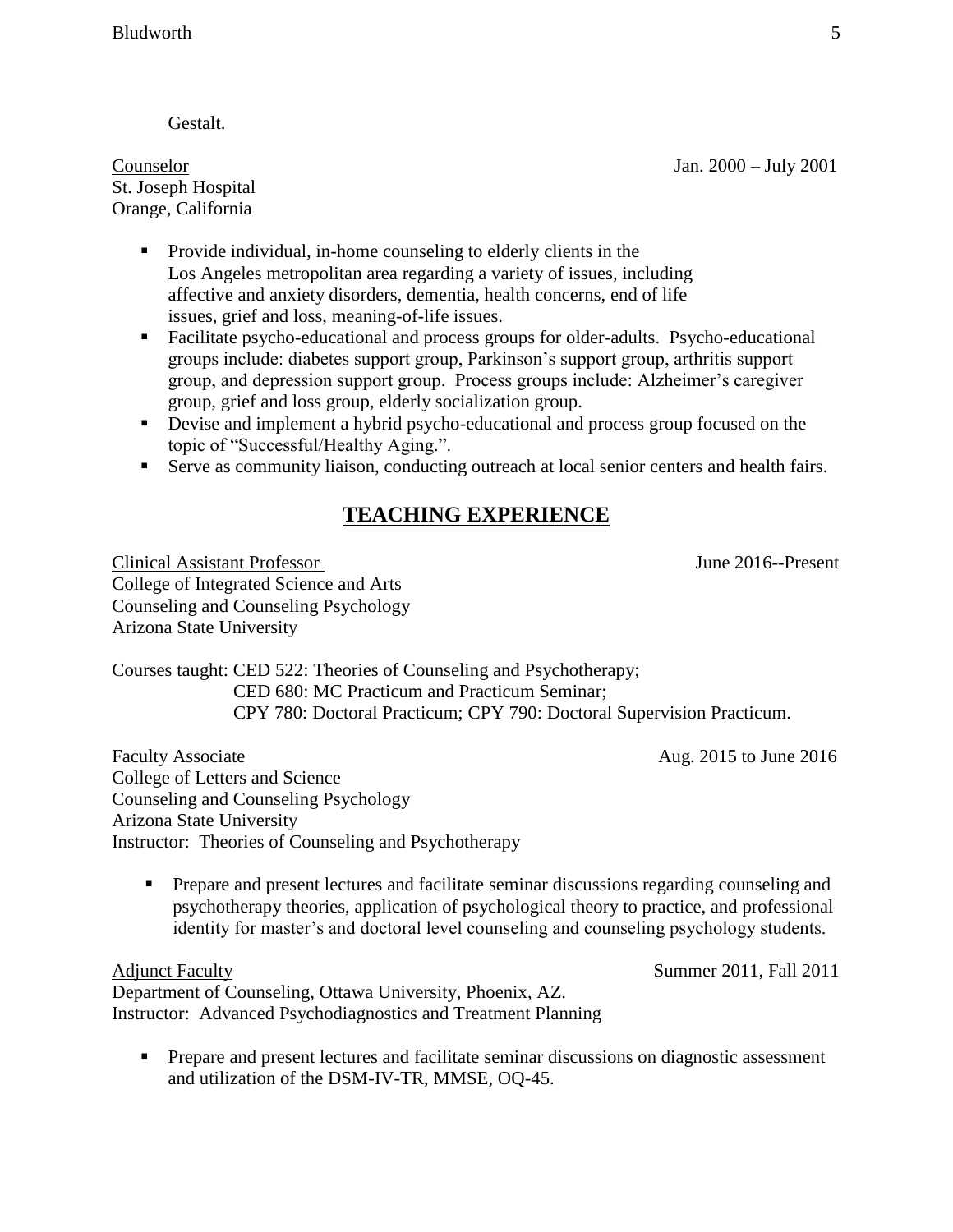Gestalt.

Counselor Jan. 2000 – July 2001
St. Joseph Hospital
Orange, California

- Provide individual, in-home counseling to elderly clients in the Los Angeles metropolitan area regarding a variety of issues, including affective and anxiety disorders, dementia, health concerns, end of life issues, grief and loss, meaning-of-life issues.
- Facilitate psycho-educational and process groups for older-adults. Psycho-educational groups include: diabetes support group, Parkinson's support group, arthritis support group, and depression support group. Process groups include: Alzheimer's caregiver group, grief and loss group, elderly socialization group.
- Devise and implement a hybrid psycho-educational and process group focused on the topic of "Successful/Healthy Aging.".
- Serve as community liaison, conducting outreach at local senior centers and health fairs.

## TEACHING EXPERIENCE

Clinical Assistant Professor June 2016--Present
College of Integrated Science and Arts
Counseling and Counseling Psychology
Arizona State University

Courses taught: CED 522: Theories of Counseling and Psychotherapy;
CED 680: MC Practicum and Practicum Seminar;
CPY 780: Doctoral Practicum; CPY 790: Doctoral Supervision Practicum.

Faculty Associate Aug. 2015 to June 2016
College of Letters and Science
Counseling and Counseling Psychology
Arizona State University
Instructor: Theories of Counseling and Psychotherapy

- Prepare and present lectures and facilitate seminar discussions regarding counseling and psychotherapy theories, application of psychological theory to practice, and professional identity for master's and doctoral level counseling and counseling psychology students.

Adjunct Faculty Summer 2011, Fall 2011
Department of Counseling, Ottawa University, Phoenix, AZ.
Instructor: Advanced Psychodiagnostics and Treatment Planning

- Prepare and present lectures and facilitate seminar discussions on diagnostic assessment and utilization of the DSM-IV-TR, MMSE, OQ-45.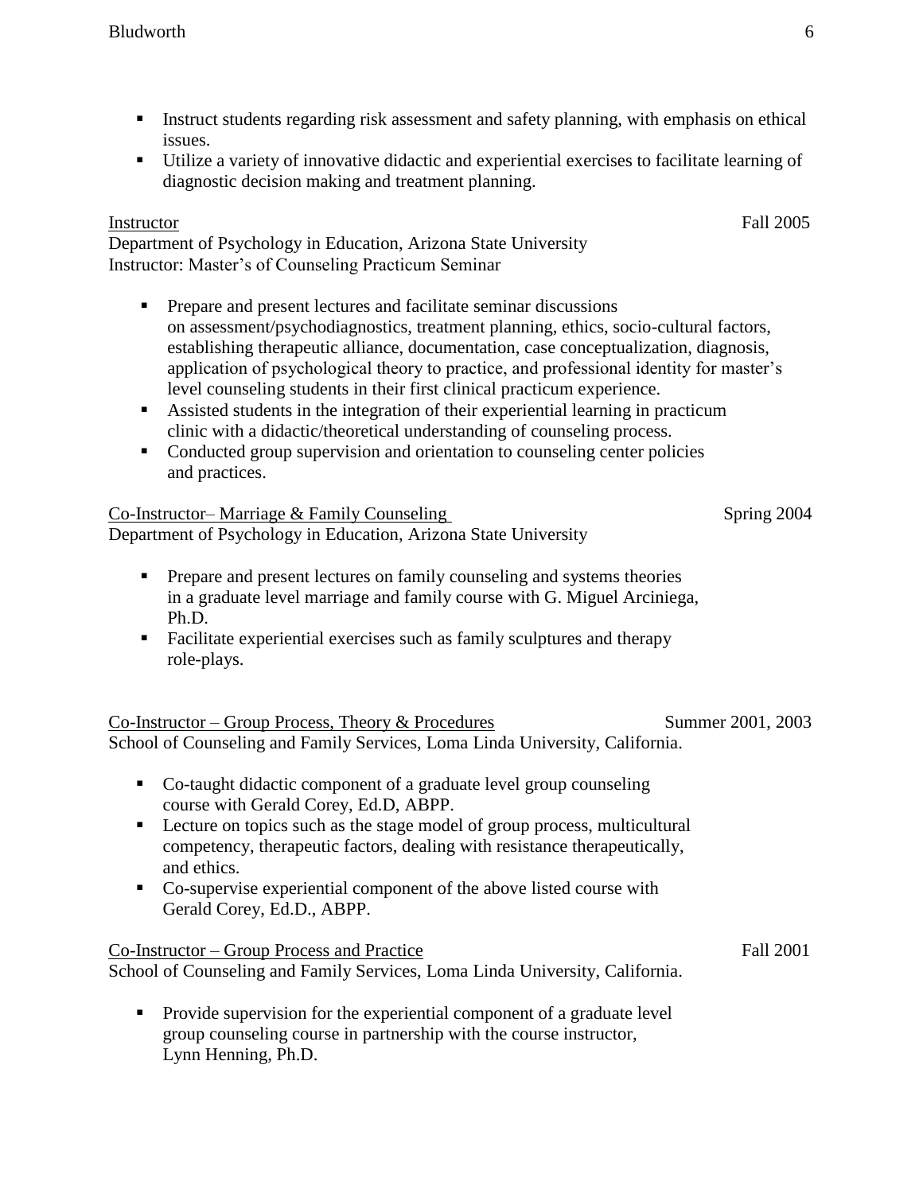- Instruct students regarding risk assessment and safety planning, with emphasis on ethical issues.
- Utilize a variety of innovative didactic and experiential exercises to facilitate learning of diagnostic decision making and treatment planning.

Instructor — Fall 2005
Department of Psychology in Education, Arizona State University
Instructor: Master's of Counseling Practicum Seminar

- Prepare and present lectures and facilitate seminar discussions on assessment/psychodiagnostics, treatment planning, ethics, socio-cultural factors, establishing therapeutic alliance, documentation, case conceptualization, diagnosis, application of psychological theory to practice, and professional identity for master's level counseling students in their first clinical practicum experience.
- Assisted students in the integration of their experiential learning in practicum clinic with a didactic/theoretical understanding of counseling process.
- Conducted group supervision and orientation to counseling center policies and practices.

Co-Instructor– Marriage & Family Counseling — Spring 2004
Department of Psychology in Education, Arizona State University

- Prepare and present lectures on family counseling and systems theories in a graduate level marriage and family course with G. Miguel Arciniega, Ph.D.
- Facilitate experiential exercises such as family sculptures and therapy role-plays.

Co-Instructor – Group Process, Theory & Procedures — Summer 2001, 2003
School of Counseling and Family Services, Loma Linda University, California.

- Co-taught didactic component of a graduate level group counseling course with Gerald Corey, Ed.D, ABPP.
- Lecture on topics such as the stage model of group process, multicultural competency, therapeutic factors, dealing with resistance therapeutically, and ethics.
- Co-supervise experiential component of the above listed course with Gerald Corey, Ed.D., ABPP.

Co-Instructor – Group Process and Practice — Fall 2001
School of Counseling and Family Services, Loma Linda University, California.

- Provide supervision for the experiential component of a graduate level group counseling course in partnership with the course instructor, Lynn Henning, Ph.D.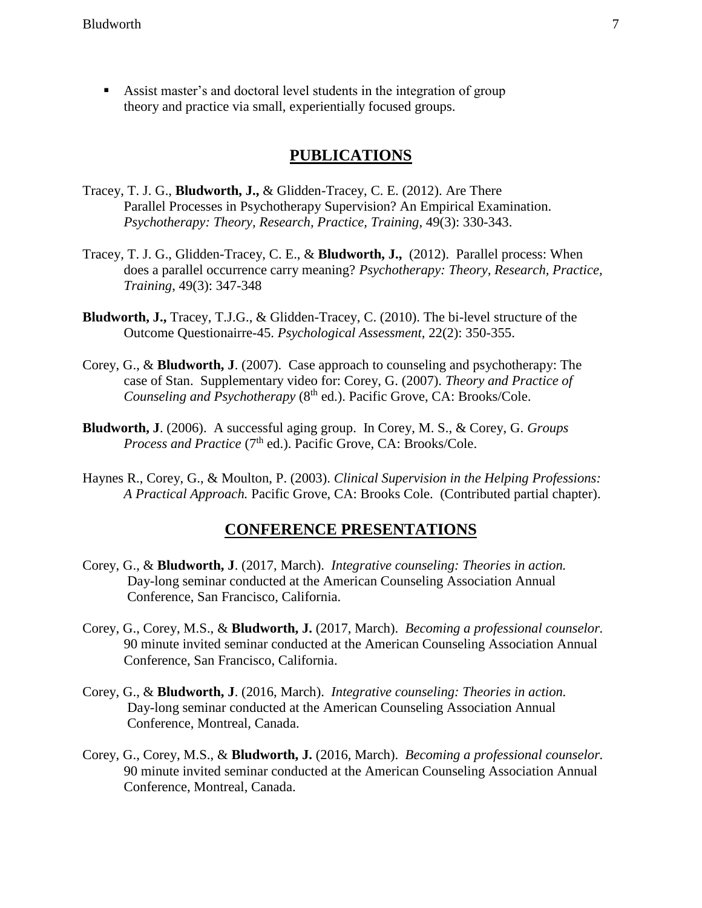- Assist master's and doctoral level students in the integration of group theory and practice via small, experientially focused groups.

## PUBLICATIONS

Tracey, T. J. G., **Bludworth, J.,** & Glidden-Tracey, C. E. (2012). Are There Parallel Processes in Psychotherapy Supervision? An Empirical Examination. *Psychotherapy: Theory, Research, Practice, Training*, 49(3): 330-343.

Tracey, T. J. G., Glidden-Tracey, C. E., & **Bludworth, J.,** (2012). Parallel process: When does a parallel occurrence carry meaning? *Psychotherapy: Theory, Research, Practice, Training*, 49(3): 347-348

**Bludworth, J.,** Tracey, T.J.G., & Glidden-Tracey, C. (2010). The bi-level structure of the Outcome Questionaire-45. *Psychological Assessment*, 22(2): 350-355.

Corey, G., & **Bludworth, J**. (2007). Case approach to counseling and psychotherapy: The case of Stan. Supplementary video for: Corey, G. (2007). *Theory and Practice of Counseling and Psychotherapy* (8th ed.). Pacific Grove, CA: Brooks/Cole.

**Bludworth, J**. (2006). A successful aging group. In Corey, M. S., & Corey, G. *Groups Process and Practice* (7th ed.). Pacific Grove, CA: Brooks/Cole.

Haynes R., Corey, G., & Moulton, P. (2003). *Clinical Supervision in the Helping Professions: A Practical Approach.* Pacific Grove, CA: Brooks Cole. (Contributed partial chapter).

## CONFERENCE PRESENTATIONS

Corey, G., & **Bludworth, J**. (2017, March). *Integrative counseling: Theories in action.* Day-long seminar conducted at the American Counseling Association Annual Conference, San Francisco, California.

Corey, G., Corey, M.S., & **Bludworth, J.** (2017, March). *Becoming a professional counselor.* 90 minute invited seminar conducted at the American Counseling Association Annual Conference, San Francisco, California.

Corey, G., & **Bludworth, J**. (2016, March). *Integrative counseling: Theories in action.* Day-long seminar conducted at the American Counseling Association Annual Conference, Montreal, Canada.

Corey, G., Corey, M.S., & **Bludworth, J.** (2016, March). *Becoming a professional counselor.* 90 minute invited seminar conducted at the American Counseling Association Annual Conference, Montreal, Canada.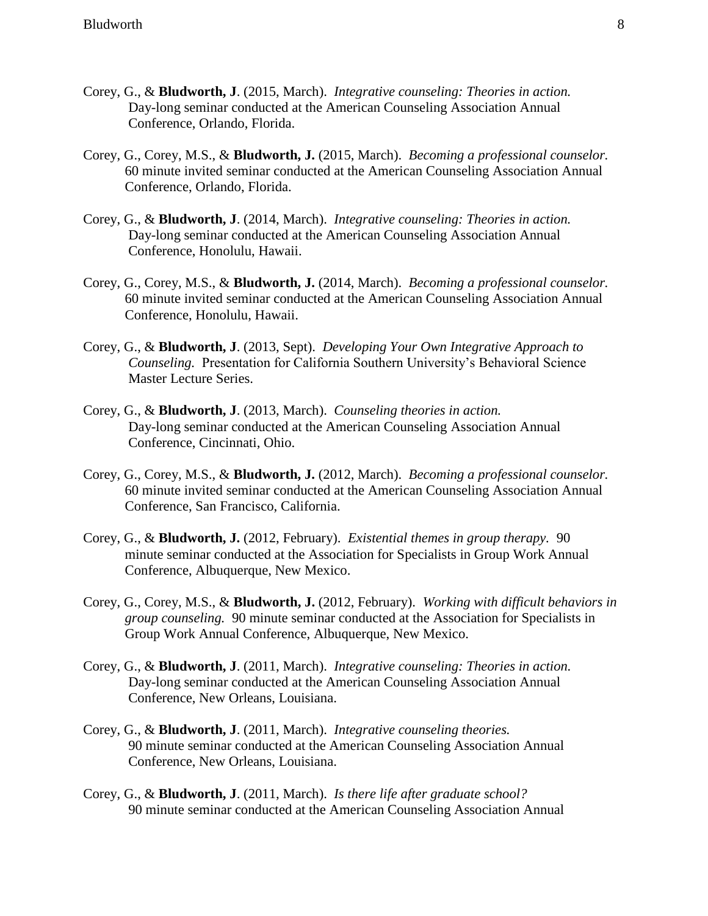Corey, G., & **Bludworth, J**. (2015, March). *Integrative counseling: Theories in action.* Day-long seminar conducted at the American Counseling Association Annual Conference, Orlando, Florida.

Corey, G., Corey, M.S., & **Bludworth, J.** (2015, March). *Becoming a professional counselor.* 60 minute invited seminar conducted at the American Counseling Association Annual Conference, Orlando, Florida.

Corey, G., & **Bludworth, J**. (2014, March). *Integrative counseling: Theories in action.* Day-long seminar conducted at the American Counseling Association Annual Conference, Honolulu, Hawaii.

Corey, G., Corey, M.S., & **Bludworth, J.** (2014, March). *Becoming a professional counselor.* 60 minute invited seminar conducted at the American Counseling Association Annual Conference, Honolulu, Hawaii.

Corey, G., & **Bludworth, J**. (2013, Sept). *Developing Your Own Integrative Approach to Counseling.* Presentation for California Southern University's Behavioral Science Master Lecture Series.

Corey, G., & **Bludworth, J**. (2013, March). *Counseling theories in action.* Day-long seminar conducted at the American Counseling Association Annual Conference, Cincinnati, Ohio.

Corey, G., Corey, M.S., & **Bludworth, J.** (2012, March). *Becoming a professional counselor.* 60 minute invited seminar conducted at the American Counseling Association Annual Conference, San Francisco, California.

Corey, G., & **Bludworth, J.** (2012, February). *Existential themes in group therapy.* 90 minute seminar conducted at the Association for Specialists in Group Work Annual Conference, Albuquerque, New Mexico.

Corey, G., Corey, M.S., & **Bludworth, J.** (2012, February). *Working with difficult behaviors in group counseling.* 90 minute seminar conducted at the Association for Specialists in Group Work Annual Conference, Albuquerque, New Mexico.

Corey, G., & **Bludworth, J**. (2011, March). *Integrative counseling: Theories in action.* Day-long seminar conducted at the American Counseling Association Annual Conference, New Orleans, Louisiana.

Corey, G., & **Bludworth, J**. (2011, March). *Integrative counseling theories.* 90 minute seminar conducted at the American Counseling Association Annual Conference, New Orleans, Louisiana.

Corey, G., & **Bludworth, J**. (2011, March). *Is there life after graduate school?* 90 minute seminar conducted at the American Counseling Association Annual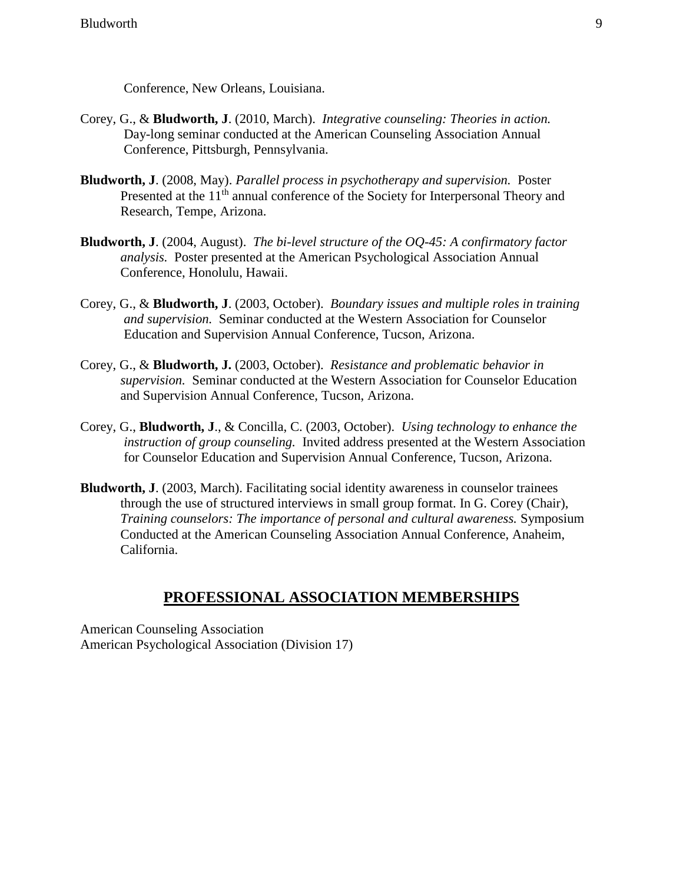Conference, New Orleans, Louisiana.

Corey, G., & **Bludworth, J**. (2010, March). *Integrative counseling: Theories in action.* Day-long seminar conducted at the American Counseling Association Annual Conference, Pittsburgh, Pennsylvania.

**Bludworth, J**. (2008, May). *Parallel process in psychotherapy and supervision.* Poster Presented at the 11th annual conference of the Society for Interpersonal Theory and Research, Tempe, Arizona.

**Bludworth, J**. (2004, August). *The bi-level structure of the OQ-45: A confirmatory factor analysis.* Poster presented at the American Psychological Association Annual Conference, Honolulu, Hawaii.

Corey, G., & **Bludworth, J**. (2003, October). *Boundary issues and multiple roles in training and supervision.* Seminar conducted at the Western Association for Counselor Education and Supervision Annual Conference, Tucson, Arizona.

Corey, G., & **Bludworth, J.** (2003, October). *Resistance and problematic behavior in supervision.* Seminar conducted at the Western Association for Counselor Education and Supervision Annual Conference, Tucson, Arizona.

Corey, G., **Bludworth, J**., & Concilla, C. (2003, October). *Using technology to enhance the instruction of group counseling.* Invited address presented at the Western Association for Counselor Education and Supervision Annual Conference, Tucson, Arizona.

**Bludworth, J**. (2003, March). Facilitating social identity awareness in counselor trainees through the use of structured interviews in small group format. In G. Corey (Chair), *Training counselors: The importance of personal and cultural awareness.* Symposium Conducted at the American Counseling Association Annual Conference, Anaheim, California.

## PROFESSIONAL ASSOCIATION MEMBERSHIPS

American Counseling Association
American Psychological Association (Division 17)